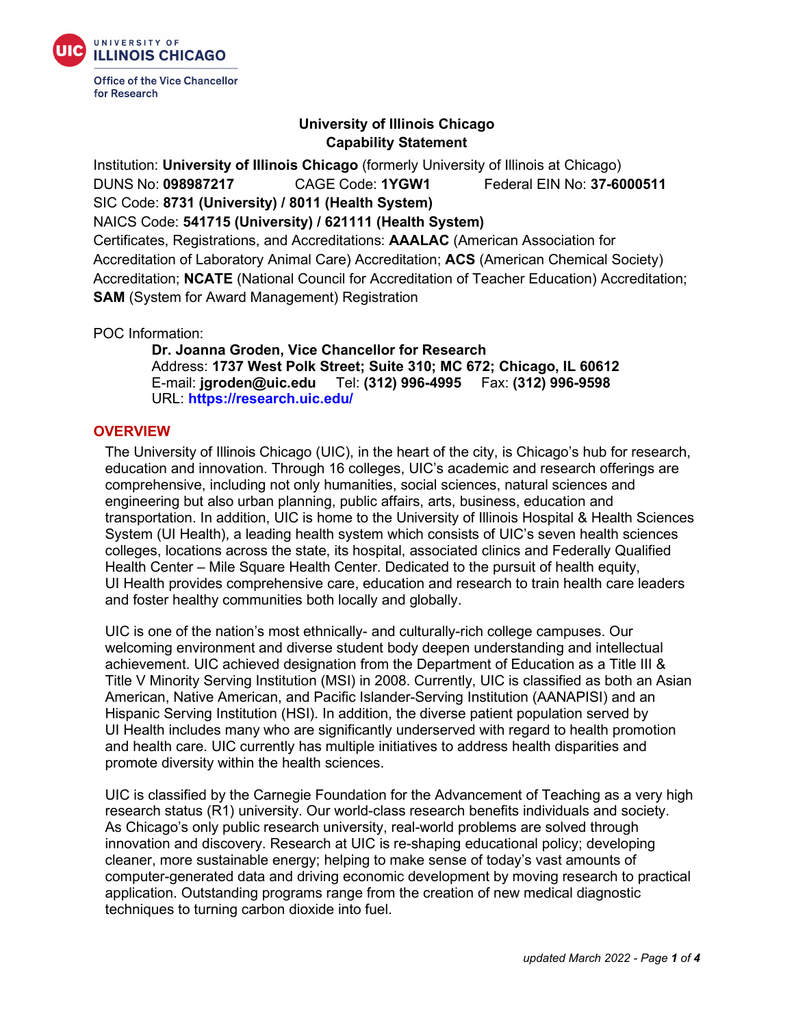University of Illinois Chicago
Office of the Vice Chancellor for Research

# University of Illinois Chicago Capability Statement

Institution: **University of Illinois Chicago** (formerly University of Illinois at Chicago)
DUNS No: **098987217** CAGE Code: **1YGW1** Federal EIN No: **37-6000511**
SIC Code: **8731 (University) / 8011 (Health System)**
NAICS Code: **541715 (University) / 621111 (Health System)**
Certificates, Registrations, and Accreditations: **AAALAC** (American Association for Accreditation of Laboratory Animal Care) Accreditation; **ACS** (American Chemical Society) Accreditation; **NCATE** (National Council for Accreditation of Teacher Education) Accreditation; **SAM** (System for Award Management) Registration

POC Information:

**Dr. Joanna Groden, Vice Chancellor for Research**
Address: **1737 West Polk Street; Suite 310; MC 672; Chicago, IL 60612**
E-mail: **jgroden@uic.edu** Tel: **(312) 996-4995** Fax: **(312) 996-9598**
URL: **https://research.uic.edu/**

## OVERVIEW

The University of Illinois Chicago (UIC), in the heart of the city, is Chicago's hub for research, education and innovation. Through 16 colleges, UIC's academic and research offerings are comprehensive, including not only humanities, social sciences, natural sciences and engineering but also urban planning, public affairs, arts, business, education and transportation. In addition, UIC is home to the University of Illinois Hospital & Health Sciences System (UI Health), a leading health system which consists of UIC's seven health sciences colleges, locations across the state, its hospital, associated clinics and Federally Qualified Health Center – Mile Square Health Center. Dedicated to the pursuit of health equity, UI Health provides comprehensive care, education and research to train health care leaders and foster healthy communities both locally and globally.

UIC is one of the nation's most ethnically- and culturally-rich college campuses. Our welcoming environment and diverse student body deepen understanding and intellectual achievement. UIC achieved designation from the Department of Education as a Title III & Title V Minority Serving Institution (MSI) in 2008. Currently, UIC is classified as both an Asian American, Native American, and Pacific Islander-Serving Institution (AANAPISI) and an Hispanic Serving Institution (HSI). In addition, the diverse patient population served by UI Health includes many who are significantly underserved with regard to health promotion and health care. UIC currently has multiple initiatives to address health disparities and promote diversity within the health sciences.

UIC is classified by the Carnegie Foundation for the Advancement of Teaching as a very high research status (R1) university. Our world-class research benefits individuals and society. As Chicago's only public research university, real-world problems are solved through innovation and discovery. Research at UIC is re-shaping educational policy; developing cleaner, more sustainable energy; helping to make sense of today's vast amounts of computer-generated data and driving economic development by moving research to practical application. Outstanding programs range from the creation of new medical diagnostic techniques to turning carbon dioxide into fuel.

*updated March 2022*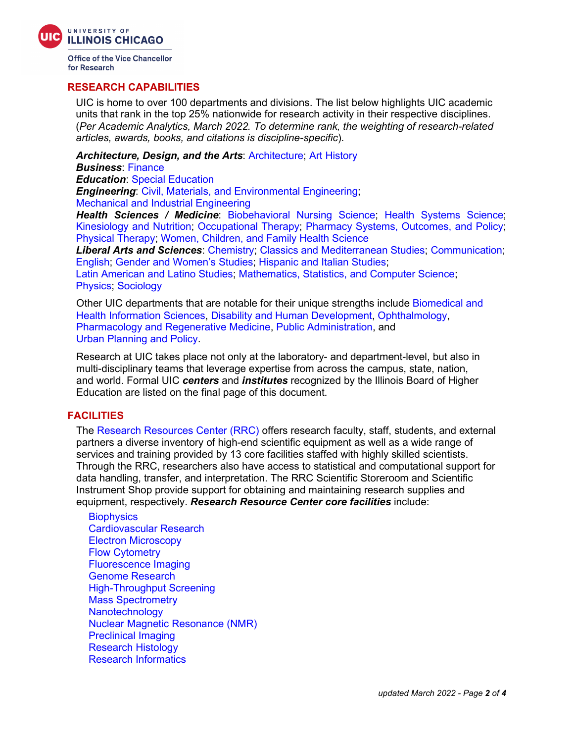University of Illinois Chicago
Office of the Vice Chancellor for Research

## RESEARCH CAPABILITIES

UIC is home to over 100 departments and divisions. The list below highlights UIC academic units that rank in the top 25% nationwide for research activity in their respective disciplines. (*Per Academic Analytics, March 2022. To determine rank, the weighting of research-related articles, awards, books, and citations is discipline-specific*).

***Architecture, Design, and the Arts***: Architecture; Art History
***Business***: Finance
***Education***: Special Education
***Engineering***: Civil, Materials, and Environmental Engineering; Mechanical and Industrial Engineering
***Health Sciences / Medicine***: Biobehavioral Nursing Science; Health Systems Science; Kinesiology and Nutrition; Occupational Therapy; Pharmacy Systems, Outcomes, and Policy; Physical Therapy; Women, Children, and Family Health Science
***Liberal Arts and Sciences***: Chemistry; Classics and Mediterranean Studies; Communication; English; Gender and Women's Studies; Hispanic and Italian Studies; Latin American and Latino Studies; Mathematics, Statistics, and Computer Science; Physics; Sociology

Other UIC departments that are notable for their unique strengths include Biomedical and Health Information Sciences, Disability and Human Development, Ophthalmology, Pharmacology and Regenerative Medicine, Public Administration, and Urban Planning and Policy.

Research at UIC takes place not only at the laboratory- and department-level, but also in multi-disciplinary teams that leverage expertise from across the campus, state, nation, and world. Formal UIC ***centers*** and ***institutes*** recognized by the Illinois Board of Higher Education are listed on the final page of this document.

## FACILITIES

The Research Resources Center (RRC) offers research faculty, staff, students, and external partners a diverse inventory of high-end scientific equipment as well as a wide range of services and training provided by 13 core facilities staffed with highly skilled scientists. Through the RRC, researchers also have access to statistical and computational support for data handling, transfer, and interpretation. The RRC Scientific Storeroom and Scientific Instrument Shop provide support for obtaining and maintaining research supplies and equipment, respectively. ***Research Resource Center core facilities*** include:

- Biophysics
- Cardiovascular Research
- Electron Microscopy
- Flow Cytometry
- Fluorescence Imaging
- Genome Research
- High-Throughput Screening
- Mass Spectrometry
- Nanotechnology
- Nuclear Magnetic Resonance (NMR)
- Preclinical Imaging
- Research Histology
- Research Informatics

*updated March 2022*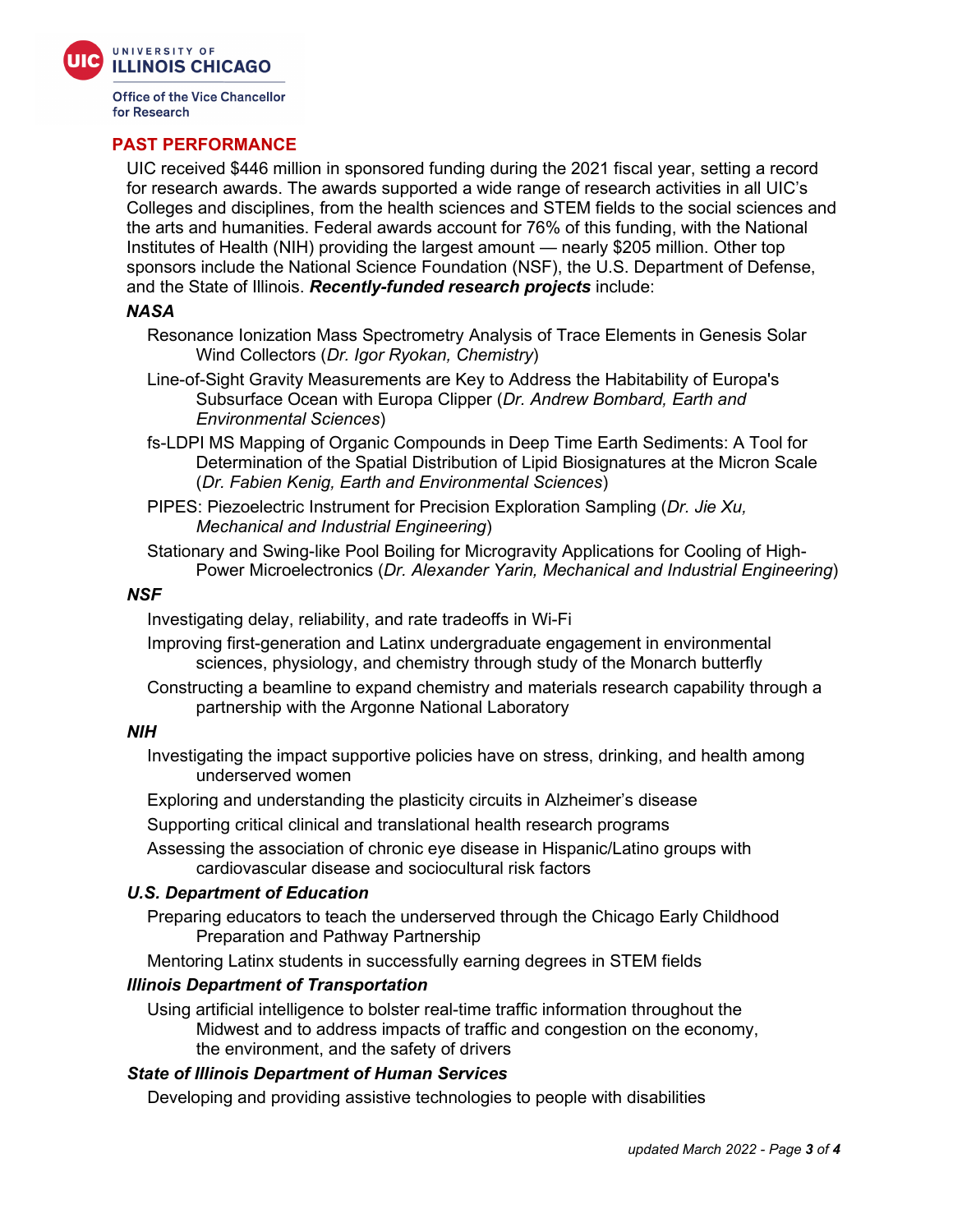## PAST PERFORMANCE

UIC received $446 million in sponsored funding during the 2021 fiscal year, setting a record for research awards. The awards supported a wide range of research activities in all UIC's Colleges and disciplines, from the health sciences and STEM fields to the social sciences and the arts and humanities. Federal awards account for 76% of this funding, with the National Institutes of Health (NIH) providing the largest amount — nearly $205 million. Other top sponsors include the National Science Foundation (NSF), the U.S. Department of Defense, and the State of Illinois. ***Recently-funded research projects*** include:

***NASA***

- Resonance Ionization Mass Spectrometry Analysis of Trace Elements in Genesis Solar Wind Collectors (*Dr. Igor Ryokan, Chemistry*)
- Line-of-Sight Gravity Measurements are Key to Address the Habitability of Europa's Subsurface Ocean with Europa Clipper (*Dr. Andrew Bombard, Earth and Environmental Sciences*)
- fs-LDPI MS Mapping of Organic Compounds in Deep Time Earth Sediments: A Tool for Determination of the Spatial Distribution of Lipid Biosignatures at the Micron Scale (*Dr. Fabien Kenig, Earth and Environmental Sciences*)
- PIPES: Piezoelectric Instrument for Precision Exploration Sampling (*Dr. Jie Xu, Mechanical and Industrial Engineering*)
- Stationary and Swing-like Pool Boiling for Microgravity Applications for Cooling of High-Power Microelectronics (*Dr. Alexander Yarin, Mechanical and Industrial Engineering*)

***NSF***

- Investigating delay, reliability, and rate tradeoffs in Wi-Fi
- Improving first-generation and Latinx undergraduate engagement in environmental sciences, physiology, and chemistry through study of the Monarch butterfly
- Constructing a beamline to expand chemistry and materials research capability through a partnership with the Argonne National Laboratory

***NIH***

- Investigating the impact supportive policies have on stress, drinking, and health among underserved women
- Exploring and understanding the plasticity circuits in Alzheimer's disease
- Supporting critical clinical and translational health research programs
- Assessing the association of chronic eye disease in Hispanic/Latino groups with cardiovascular disease and sociocultural risk factors

***U.S. Department of Education***

- Preparing educators to teach the underserved through the Chicago Early Childhood Preparation and Pathway Partnership
- Mentoring Latinx students in successfully earning degrees in STEM fields

***Illinois Department of Transportation***

- Using artificial intelligence to bolster real-time traffic information throughout the Midwest and to address impacts of traffic and congestion on the economy, the environment, and the safety of drivers

***State of Illinois Department of Human Services***

- Developing and providing assistive technologies to people with disabilities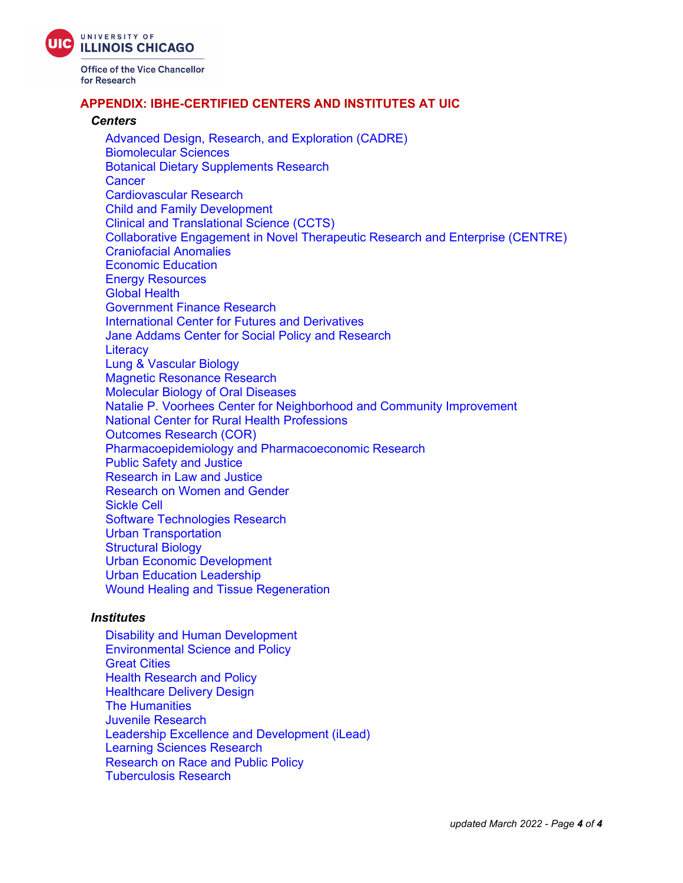## APPENDIX: IBHE-CERTIFIED CENTERS AND INSTITUTES AT UIC

### *Centers*

- Advanced Design, Research, and Exploration (CADRE)
- Biomolecular Sciences
- Botanical Dietary Supplements Research
- Cancer
- Cardiovascular Research
- Child and Family Development
- Clinical and Translational Science (CCTS)
- Collaborative Engagement in Novel Therapeutic Research and Enterprise (CENTRE)
- Craniofacial Anomalies
- Economic Education
- Energy Resources
- Global Health
- Government Finance Research
- International Center for Futures and Derivatives
- Jane Addams Center for Social Policy and Research
- Literacy
- Lung & Vascular Biology
- Magnetic Resonance Research
- Molecular Biology of Oral Diseases
- Natalie P. Voorhees Center for Neighborhood and Community Improvement
- National Center for Rural Health Professions
- Outcomes Research (COR)
- Pharmacoepidemiology and Pharmacoeconomic Research
- Public Safety and Justice
- Research in Law and Justice
- Research on Women and Gender
- Sickle Cell
- Software Technologies Research
- Urban Transportation
- Structural Biology
- Urban Economic Development
- Urban Education Leadership
- Wound Healing and Tissue Regeneration

### *Institutes*

- Disability and Human Development
- Environmental Science and Policy
- Great Cities
- Health Research and Policy
- Healthcare Delivery Design
- The Humanities
- Juvenile Research
- Leadership Excellence and Development (iLead)
- Learning Sciences Research
- Research on Race and Public Policy
- Tuberculosis Research

*updated March 2022*